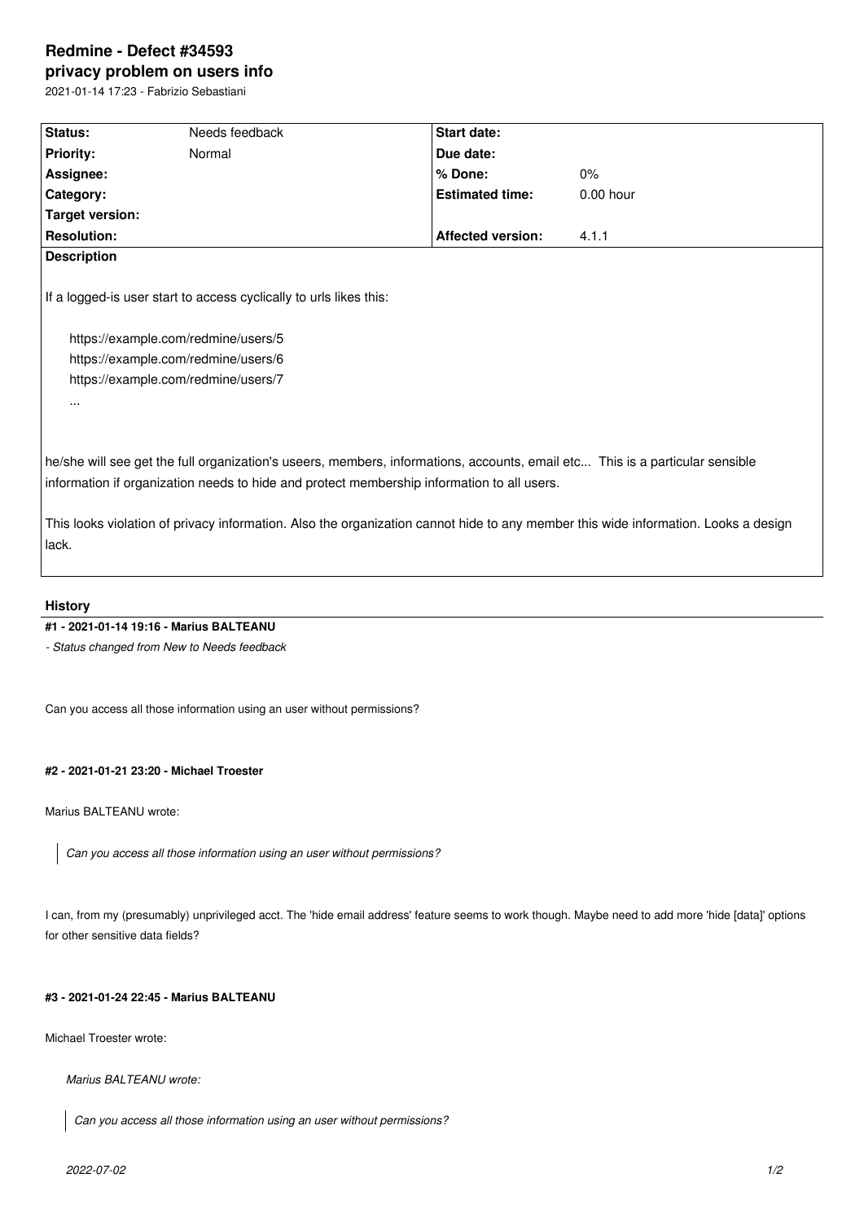# Redmine - Defect #34593

## privacy problem on users info

2021-01-14 17:23 - Fabrizio Sebastiani

| | | | |
|---|---|---|---|
| **Status:** | Needs feedback | **Start date:** | |
| **Priority:** | Normal | **Due date:** | |
| **Assignee:** | | **% Done:** | 0% |
| **Category:** | | **Estimated time:** | 0.00 hour |
| **Target version:** | | | |
| **Resolution:** | | **Affected version:** | 4.1.1 |

**Description**

If a logged-is user start to access cyclically to urls likes this:

    https://example.com/redmine/users/5
    https://example.com/redmine/users/6
    https://example.com/redmine/users/7
    ...

he/she will see get the full organization's useers, members, informations, accounts, email etc... This is a particular sensible information if organization needs to hide and protect membership information to all users.

This looks violation of privacy information. Also the organization cannot hide to any member this wide information. Looks a design lack.

### History

#### #1 - 2021-01-14 19:16 - Marius BALTEANU

*- Status changed from New to Needs feedback*

Can you access all those information using an user without permissions?

#### #2 - 2021-01-21 23:20 - Michael Troester

Marius BALTEANU wrote:

> *Can you access all those information using an user without permissions?*

I can, from my (presumably) unprivileged acct. The 'hide email address' feature seems to work though. Maybe need to add more 'hide [data]' options for other sensitive data fields?

#### #3 - 2021-01-24 22:45 - Marius BALTEANU

Michael Troester wrote:

> *Marius BALTEANU wrote:*
>
> > *Can you access all those information using an user without permissions?*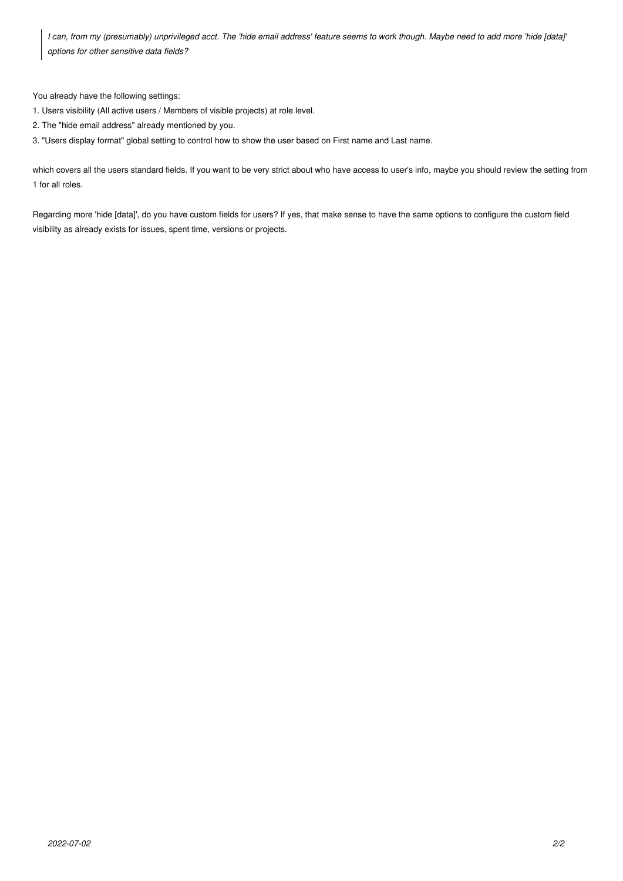> *I can, from my (presumably) unprivileged acct. The 'hide email address' feature seems to work though. Maybe need to add more 'hide [data]' options for other sensitive data fields?*

You already have the following settings:

1. Users visibility (All active users / Members of visible projects) at role level.
2. The "hide email address" already mentioned by you.
3. "Users display format" global setting to control how to show the user based on First name and Last name.

which covers all the users standard fields. If you want to be very strict about who have access to user's info, maybe you should review the setting from 1 for all roles.

Regarding more 'hide [data]', do you have custom fields for users? If yes, that make sense to have the same options to configure the custom field visibility as already exists for issues, spent time, versions or projects.